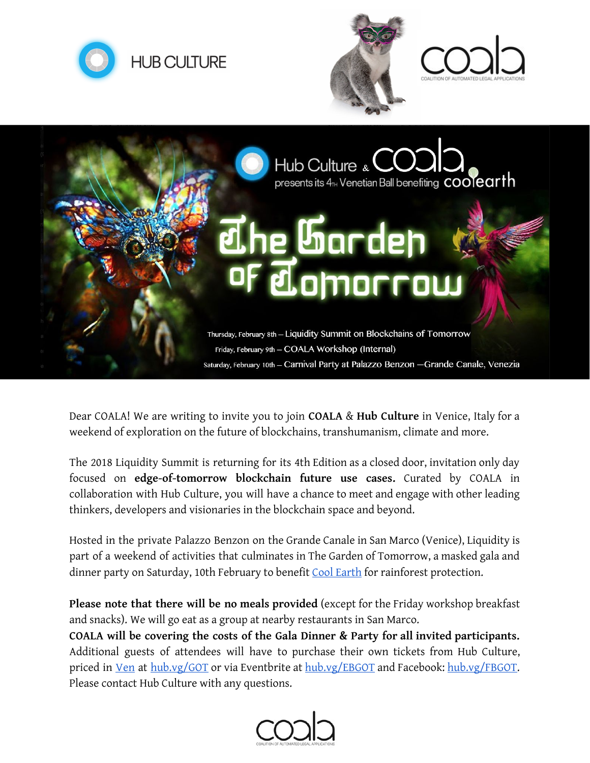HUB CULTURE

coala
COALITION OF AUTOMATED LEGAL APPLICATIONS

Hub Culture & coala presents its 4TH Venetian Ball benefiting coolearth

# The Garden of Tomorrow

Thursday, February 8th – Liquidity Summit on Blockchains of Tomorrow
Friday, February 9th – COALA Workshop (Internal)
Saturday, February 10th – Carnival Party at Palazzo Benzon —Grande Canale, Venezia

Dear COALA! We are writing to invite you to join **COALA** & **Hub Culture** in Venice, Italy for a weekend of exploration on the future of blockchains, transhumanism, climate and more.

The 2018 Liquidity Summit is returning for its 4th Edition as a closed door, invitation only day focused on **edge-of-tomorrow blockchain future use cases.** Curated by COALA in collaboration with Hub Culture, you will have a chance to meet and engage with other leading thinkers, developers and visionaries in the blockchain space and beyond.

Hosted in the private Palazzo Benzon on the Grande Canale in San Marco (Venice), Liquidity is part of a weekend of activities that culminates in The Garden of Tomorrow, a masked gala and dinner party on Saturday, 10th February to benefit Cool Earth for rainforest protection.

**Please note that there will be no meals provided** (except for the Friday workshop breakfast and snacks). We will go eat as a group at nearby restaurants in San Marco.
**COALA will be covering the costs of the Gala Dinner & Party for all invited participants.** Additional guests of attendees will have to purchase their own tickets from Hub Culture, priced in Ven at hub.vg/GOT or via Eventbrite at hub.vg/EBGOT and Facebook: hub.vg/FBGOT. Please contact Hub Culture with any questions.

coala
COALITION OF AUTOMATED LEGAL APPLICATIONS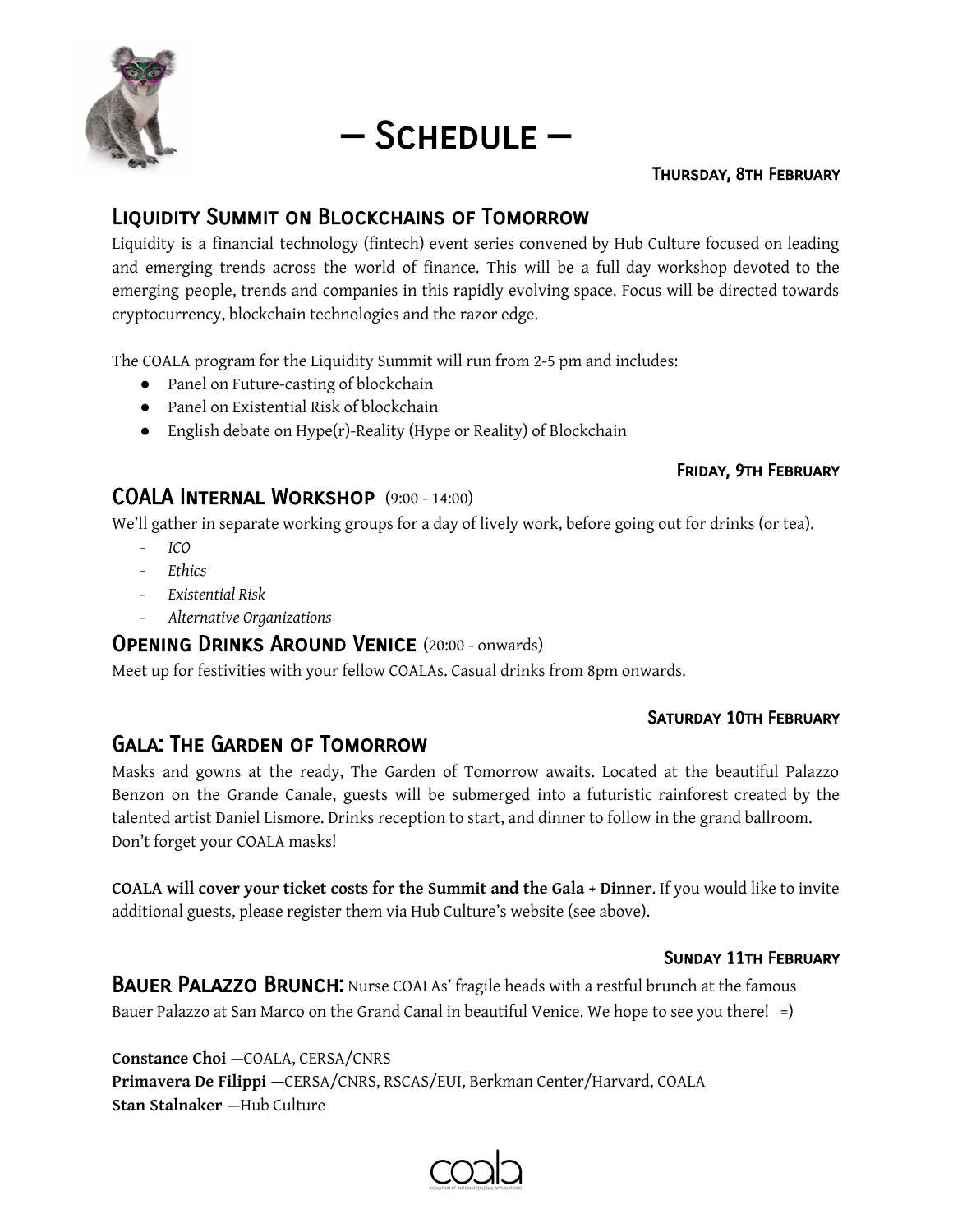# — Schedule —

**Thursday, 8th February**

## Liquidity Summit on Blockchains of Tomorrow

Liquidity is a financial technology (fintech) event series convened by Hub Culture focused on leading and emerging trends across the world of finance. This will be a full day workshop devoted to the emerging people, trends and companies in this rapidly evolving space. Focus will be directed towards cryptocurrency, blockchain technologies and the razor edge.

The COALA program for the Liquidity Summit will run from 2-5 pm and includes:

- Panel on Future-casting of blockchain
- Panel on Existential Risk of blockchain
- English debate on Hype(r)-Reality (Hype or Reality) of Blockchain

**Friday, 9th February**

## COALA Internal Workshop (9:00 - 14:00)

We'll gather in separate working groups for a day of lively work, before going out for drinks (or tea).

- *ICO*
- *Ethics*
- *Existential Risk*
- *Alternative Organizations*

## Opening Drinks Around Venice (20:00 - onwards)

Meet up for festivities with your fellow COALAs. Casual drinks from 8pm onwards.

**Saturday 10th February**

## Gala: The Garden of Tomorrow

Masks and gowns at the ready, The Garden of Tomorrow awaits. Located at the beautiful Palazzo Benzon on the Grande Canale, guests will be submerged into a futuristic rainforest created by the talented artist Daniel Lismore. Drinks reception to start, and dinner to follow in the grand ballroom. Don't forget your COALA masks!

**COALA will cover your ticket costs for the Summit and the Gala + Dinner**. If you would like to invite additional guests, please register them via Hub Culture's website (see above).

**Sunday 11th February**

**Bauer Palazzo Brunch:** Nurse COALAs' fragile heads with a restful brunch at the famous Bauer Palazzo at San Marco on the Grand Canal in beautiful Venice. We hope to see you there! =)

**Constance Choi** —COALA, CERSA/CNRS
**Primavera De Filippi** —CERSA/CNRS, RSCAS/EUI, Berkman Center/Harvard, COALA
**Stan Stalnaker** —Hub Culture